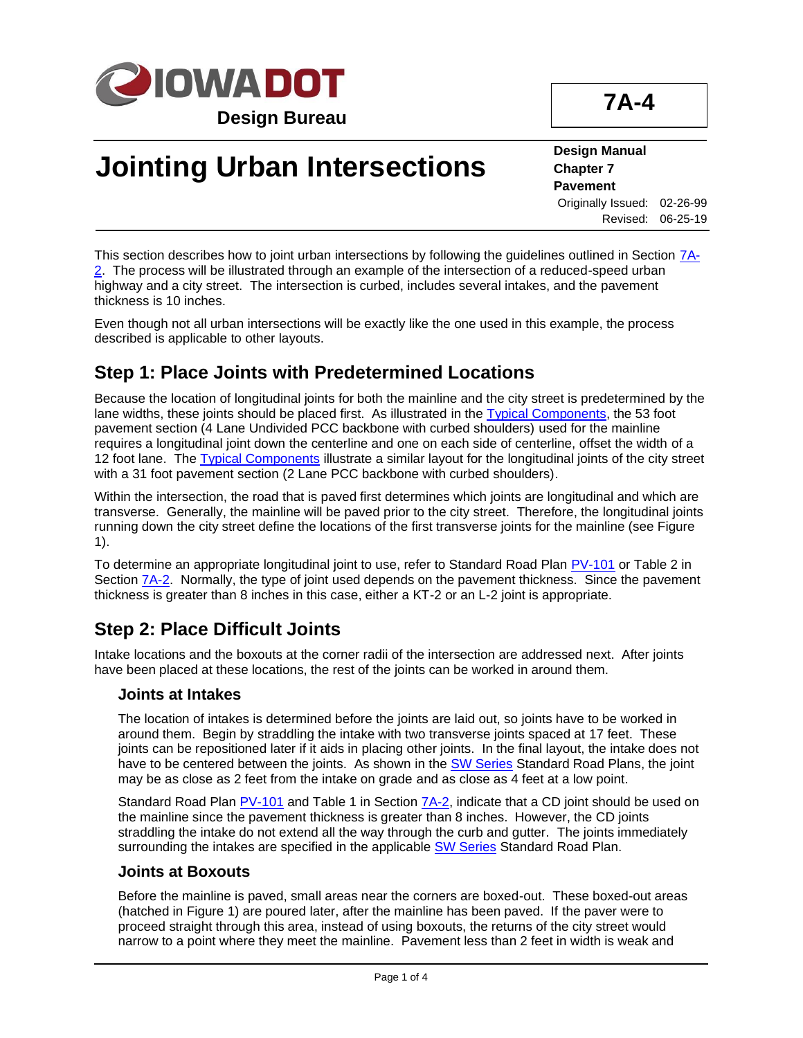# Jointing Urban Intersections

**7A-4**

**Design Manual**
**Chapter 7**
**Pavement**

Originally Issued: 02-26-99
Revised: 06-25-19

This section describes how to joint urban intersections by following the guidelines outlined in Section 7A-2. The process will be illustrated through an example of the intersection of a reduced-speed urban highway and a city street. The intersection is curbed, includes several intakes, and the pavement thickness is 10 inches.

Even though not all urban intersections will be exactly like the one used in this example, the process described is applicable to other layouts.

## Step 1: Place Joints with Predetermined Locations

Because the location of longitudinal joints for both the mainline and the city street is predetermined by the lane widths, these joints should be placed first. As illustrated in the Typical Components, the 53 foot pavement section (4 Lane Undivided PCC backbone with curbed shoulders) used for the mainline requires a longitudinal joint down the centerline and one on each side of centerline, offset the width of a 12 foot lane. The Typical Components illustrate a similar layout for the longitudinal joints of the city street with a 31 foot pavement section (2 Lane PCC backbone with curbed shoulders).

Within the intersection, the road that is paved first determines which joints are longitudinal and which are transverse. Generally, the mainline will be paved prior to the city street. Therefore, the longitudinal joints running down the city street define the locations of the first transverse joints for the mainline (see Figure 1).

To determine an appropriate longitudinal joint to use, refer to Standard Road Plan PV-101 or Table 2 in Section 7A-2. Normally, the type of joint used depends on the pavement thickness. Since the pavement thickness is greater than 8 inches in this case, either a KT-2 or an L-2 joint is appropriate.

## Step 2: Place Difficult Joints

Intake locations and the boxouts at the corner radii of the intersection are addressed next. After joints have been placed at these locations, the rest of the joints can be worked in around them.

### Joints at Intakes

The location of intakes is determined before the joints are laid out, so joints have to be worked in around them. Begin by straddling the intake with two transverse joints spaced at 17 feet. These joints can be repositioned later if it aids in placing other joints. In the final layout, the intake does not have to be centered between the joints. As shown in the SW Series Standard Road Plans, the joint may be as close as 2 feet from the intake on grade and as close as 4 feet at a low point.

Standard Road Plan PV-101 and Table 1 in Section 7A-2, indicate that a CD joint should be used on the mainline since the pavement thickness is greater than 8 inches. However, the CD joints straddling the intake do not extend all the way through the curb and gutter. The joints immediately surrounding the intakes are specified in the applicable SW Series Standard Road Plan.

### Joints at Boxouts

Before the mainline is paved, small areas near the corners are boxed-out. These boxed-out areas (hatched in Figure 1) are poured later, after the mainline has been paved. If the paver were to proceed straight through this area, instead of using boxouts, the returns of the city street would narrow to a point where they meet the mainline. Pavement less than 2 feet in width is weak and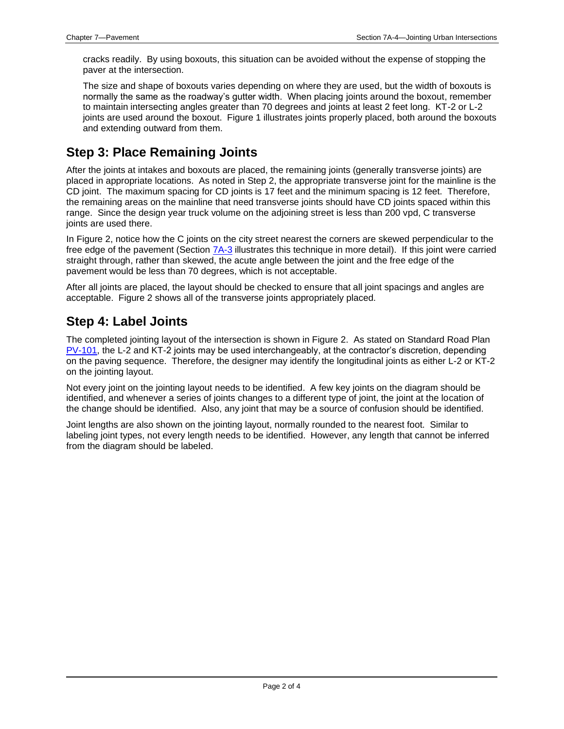cracks readily. By using boxouts, this situation can be avoided without the expense of stopping the paver at the intersection.

The size and shape of boxouts varies depending on where they are used, but the width of boxouts is normally the same as the roadway's gutter width. When placing joints around the boxout, remember to maintain intersecting angles greater than 70 degrees and joints at least 2 feet long. KT-2 or L-2 joints are used around the boxout. Figure 1 illustrates joints properly placed, both around the boxouts and extending outward from them.

## Step 3: Place Remaining Joints

After the joints at intakes and boxouts are placed, the remaining joints (generally transverse joints) are placed in appropriate locations. As noted in Step 2, the appropriate transverse joint for the mainline is the CD joint. The maximum spacing for CD joints is 17 feet and the minimum spacing is 12 feet. Therefore, the remaining areas on the mainline that need transverse joints should have CD joints spaced within this range. Since the design year truck volume on the adjoining street is less than 200 vpd, C transverse joints are used there.

In Figure 2, notice how the C joints on the city street nearest the corners are skewed perpendicular to the free edge of the pavement (Section 7A-3 illustrates this technique in more detail). If this joint were carried straight through, rather than skewed, the acute angle between the joint and the free edge of the pavement would be less than 70 degrees, which is not acceptable.

After all joints are placed, the layout should be checked to ensure that all joint spacings and angles are acceptable. Figure 2 shows all of the transverse joints appropriately placed.

## Step 4: Label Joints

The completed jointing layout of the intersection is shown in Figure 2. As stated on Standard Road Plan PV-101, the L-2 and KT-2 joints may be used interchangeably, at the contractor's discretion, depending on the paving sequence. Therefore, the designer may identify the longitudinal joints as either L-2 or KT-2 on the jointing layout.

Not every joint on the jointing layout needs to be identified. A few key joints on the diagram should be identified, and whenever a series of joints changes to a different type of joint, the joint at the location of the change should be identified. Also, any joint that may be a source of confusion should be identified.

Joint lengths are also shown on the jointing layout, normally rounded to the nearest foot. Similar to labeling joint types, not every length needs to be identified. However, any length that cannot be inferred from the diagram should be labeled.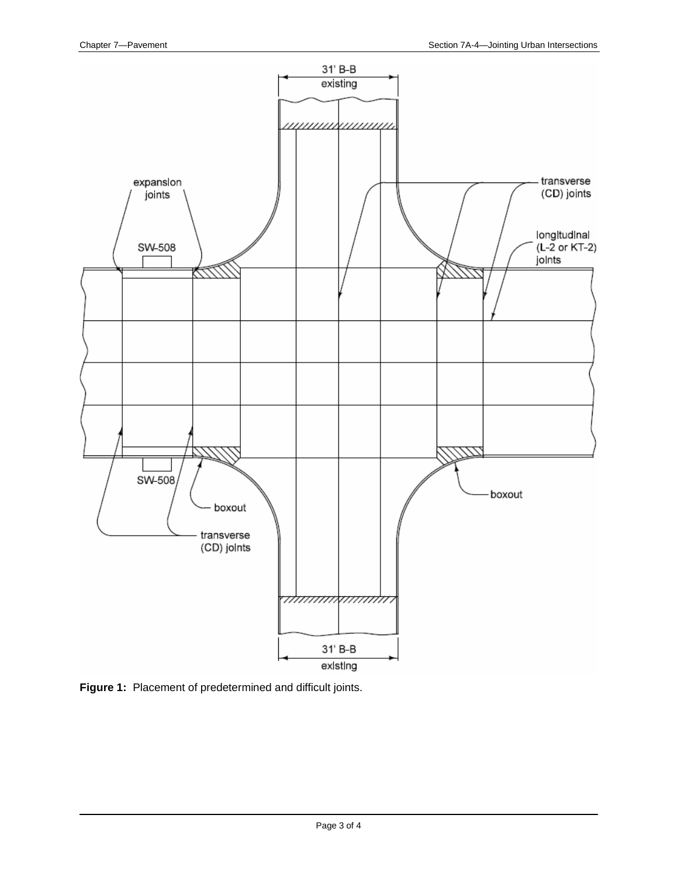**Figure 1:** Placement of predetermined and difficult joints.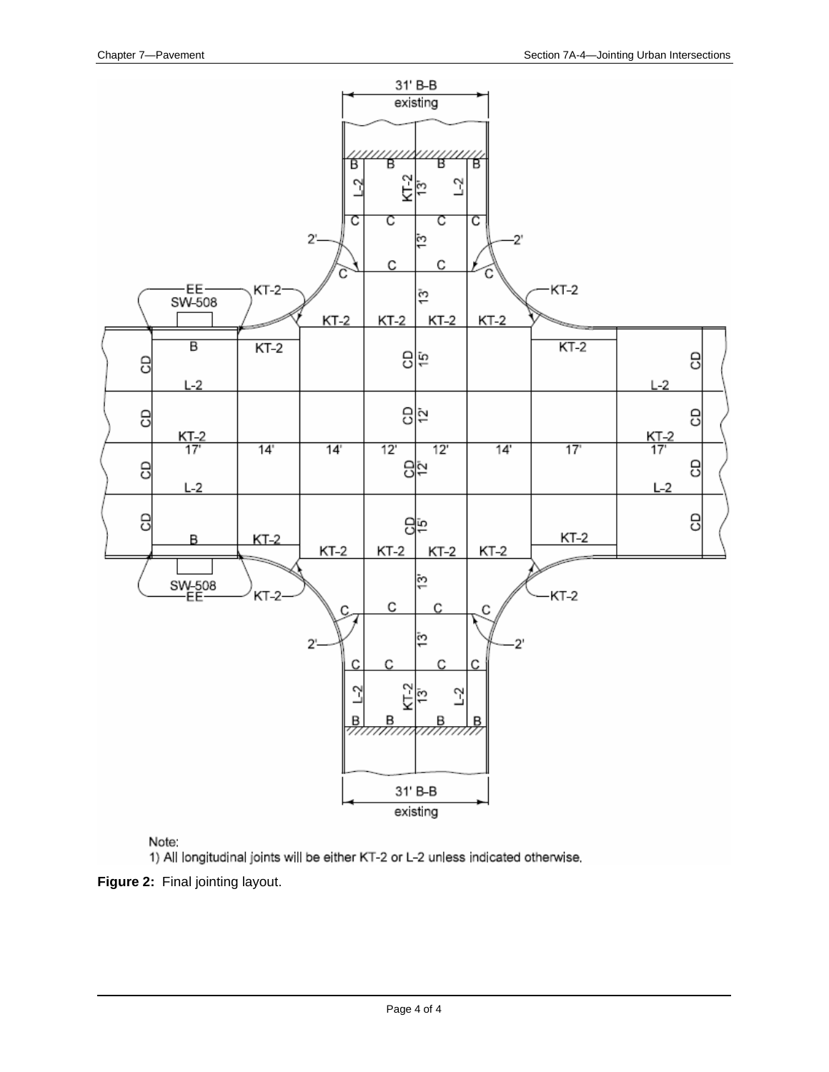Note:

1) All longitudinal joints will be either KT-2 or L-2 unless indicated otherwise.

**Figure 2:** Final jointing layout.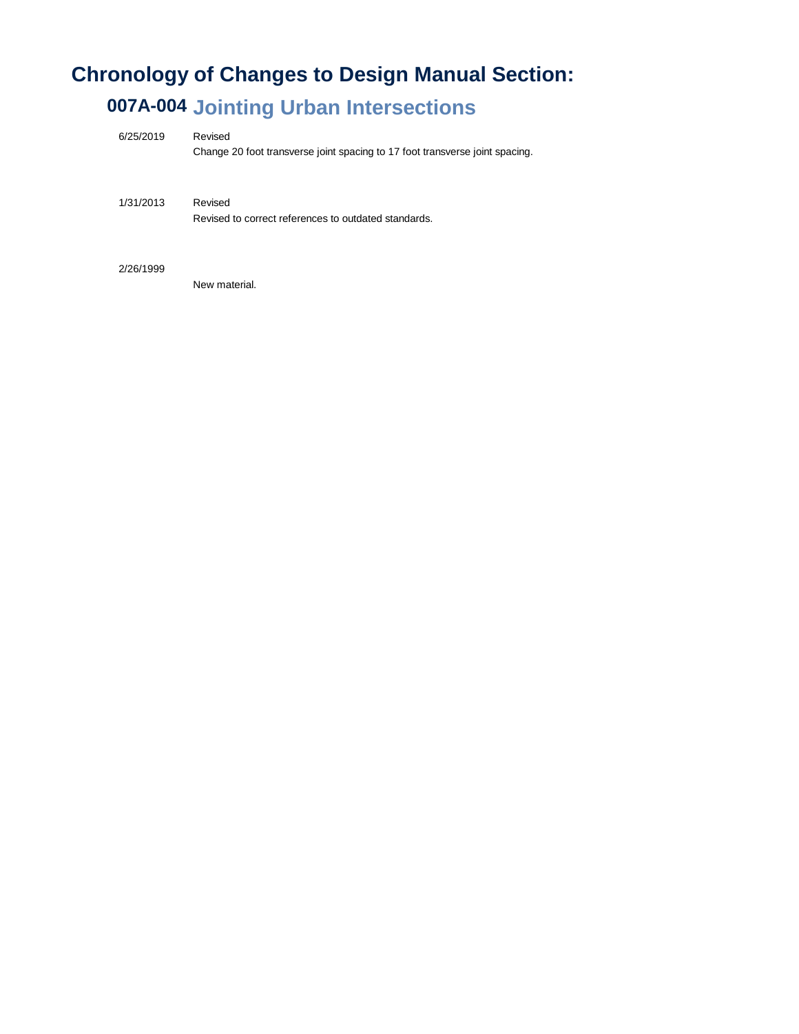# Chronology of Changes to Design Manual Section:

## 007A-004 Jointing Urban Intersections

| | | |
|---|---|---|
| 6/25/2019 | Revised | Change 20 foot transverse joint spacing to 17 foot transverse joint spacing. |
| 1/31/2013 | Revised | Revised to correct references to outdated standards. |
| 2/26/1999 | | New material. |